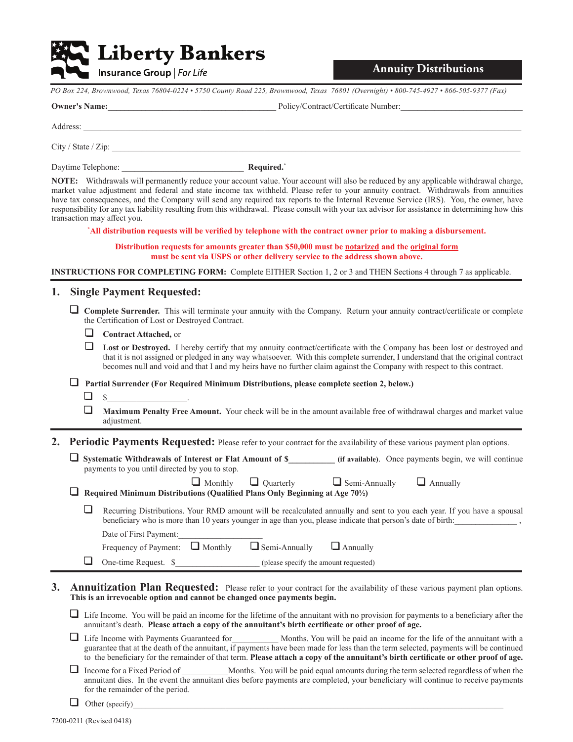# Liberty Bankers Insurance Group | For Life

## Annuity Distributions

*PO Box 224, Brownwood, Texas 76804-0224 • 5750 County Road 225, Brownwood, Texas 76801 (Overnight) • 800-745-4927 • 866-505-9377 (Fax)*

**Owner's Name:**_______________________________________ Policy/Contract/Certificate Number:____________________________

Address: ______________________________________________________________________________________________

City / State / Zip: _______________________________________________________________________________________

Daytime Telephone: ____________________________ **Required.***

**NOTE:** Withdrawals will permanently reduce your account value. Your account will also be reduced by any applicable withdrawal charge, market value adjustment and federal and state income tax withheld. Please refer to your annuity contract. Withdrawals from annuities have tax consequences, and the Company will send any required tax reports to the Internal Revenue Service (IRS). You, the owner, have responsibility for any tax liability resulting from this withdrawal. Please consult with your tax advisor for assistance in determining how this transaction may affect you.

**\*All distribution requests will be verified by telephone with the contract owner prior to making a disbursement.**

**Distribution requests for amounts greater than $50,000 must be notarized and the original form must be sent via USPS or other delivery service to the address shown above.**

**INSTRUCTIONS FOR COMPLETING FORM:** Complete EITHER Section 1, 2 or 3 and THEN Sections 4 through 7 as applicable.

## 1. Single Payment Requested:

- ☐ **Complete Surrender.** This will terminate your annuity with the Company. Return your annuity contract/certificate or complete the Certification of Lost or Destroyed Contract.
  - ☐ **Contract Attached,** or
  - ☐ **Lost or Destroyed.** I hereby certify that my annuity contract/certificate with the Company has been lost or destroyed and that it is not assigned or pledged in any way whatsoever. With this complete surrender, I understand that the original contract becomes null and void and that I and my heirs have no further claim against the Company with respect to this contract.
- ☐ **Partial Surrender (For Required Minimum Distributions, please complete section 2, below.)**
  - ☐ $__________________.
  - ☐ **Maximum Penalty Free Amount.** Your check will be in the amount available free of withdrawal charges and market value adjustment.

## 2. Periodic Payments Requested: 

Please refer to your contract for the availability of these various payment plan options.

- ☐ **Systematic Withdrawals of Interest or Flat Amount of $__________ (if available).** Once payments begin, we will continue payments to you until directed by you to stop.

  ☐ Monthly ☐ Quarterly ☐ Semi-Annually ☐ Annually
- ☐ **Required Minimum Distributions (Qualified Plans Only Beginning at Age 70½)**
  - ☐ Recurring Distributions. Your RMD amount will be recalculated annually and sent to you each year. If you have a spousal beneficiary who is more than 10 years younger in age than you, please indicate that person's date of birth:______________ ,

    Date of First Payment:___________________

    Frequency of Payment: ☐ Monthly ☐ Semi-Annually ☐ Annually
  - ☐ One-time Request. $___________________ (please specify the amount requested)

## 3. Annuitization Plan Requested: 

Please refer to your contract for the availability of these various payment plan options. **This is an irrevocable option and cannot be changed once payments begin.**

- ☐ Life Income. You will be paid an income for the lifetime of the annuitant with no provision for payments to a beneficiary after the annuitant's death. **Please attach a copy of the annuitant's birth certificate or other proof of age.**
- ☐ Life Income with Payments Guaranteed for__________ Months. You will be paid an income for the life of the annuitant with a guarantee that at the death of the annuitant, if payments have been made for less than the term selected, payments will be continued to the beneficiary for the remainder of that term. **Please attach a copy of the annuitant's birth certificate or other proof of age.**
- ☐ Income for a Fixed Period of __________Months. You will be paid equal amounts during the term selected regardless of when the annuitant dies. In the event the annuitant dies before payments are completed, your beneficiary will continue to receive payments for the remainder of the period.
- ☐ Other (specify)______________________________________________________________________________

7200-0211 (Revised 0418)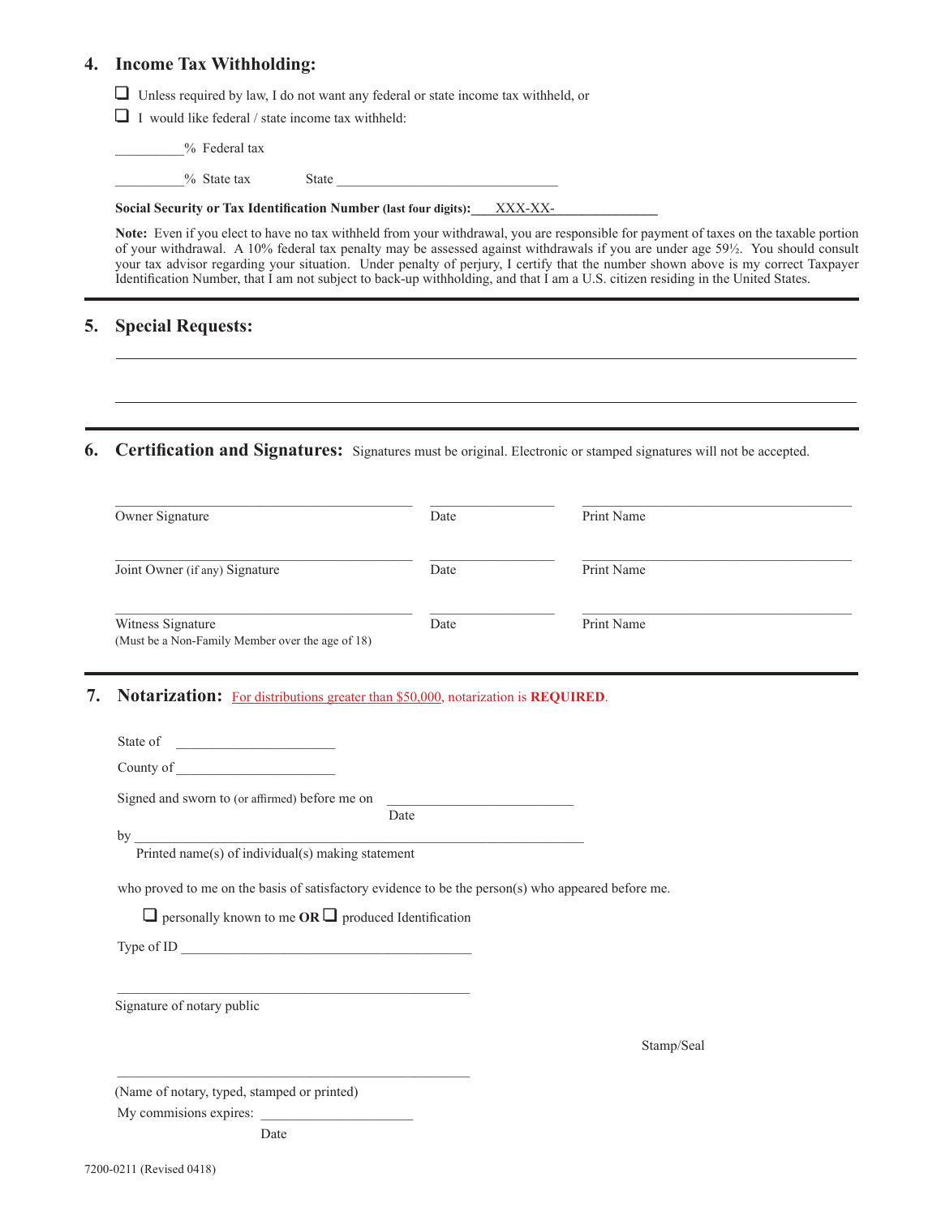## 4. Income Tax Withholding:

☐ Unless required by law, I do not want any federal or state income tax withheld, or

☐ I would like federal / state income tax withheld:

__________% Federal tax

__________% State tax State ________________________________

**Social Security or Tax Identification Number (last four digits):** XXX-XX-________________

**Note:** Even if you elect to have no tax withheld from your withdrawal, you are responsible for payment of taxes on the taxable portion of your withdrawal. A 10% federal tax penalty may be assessed against withdrawals if you are under age 59½. You should consult your tax advisor regarding your situation. Under penalty of perjury, I certify that the number shown above is my correct Taxpayer Identification Number, that I am not subject to back-up withholding, and that I am a U.S. citizen residing in the United States.

## 5. Special Requests:

________________________________________________________________________________

________________________________________________________________________________

## 6. Certification and Signatures:

Signatures must be original. Electronic or stamped signatures will not be accepted.

| | | |
|---|---|---|
| Owner Signature | Date | Print Name |
| Joint Owner (if any) Signature | Date | Print Name |
| Witness Signature (Must be a Non-Family Member over the age of 18) | Date | Print Name |

## 7. Notarization:

For distributions greater than $50,000, notarization is **REQUIRED**.

State of ______________________

County of ______________________

Signed and sworn to (or affirmed) before me on ______________________ Date

by ________________________________________________________________
Printed name(s) of individual(s) making statement

who proved to me on the basis of satisfactory evidence to be the person(s) who appeared before me.

☐ personally known to me **OR** ☐ produced Identification

Type of ID ________________________________________

________________________________________
Signature of notary public

Stamp/Seal

________________________________________
(Name of notary, typed, stamped or printed)

My commisions expires: ______________________
Date

7200-0211 (Revised 0418)